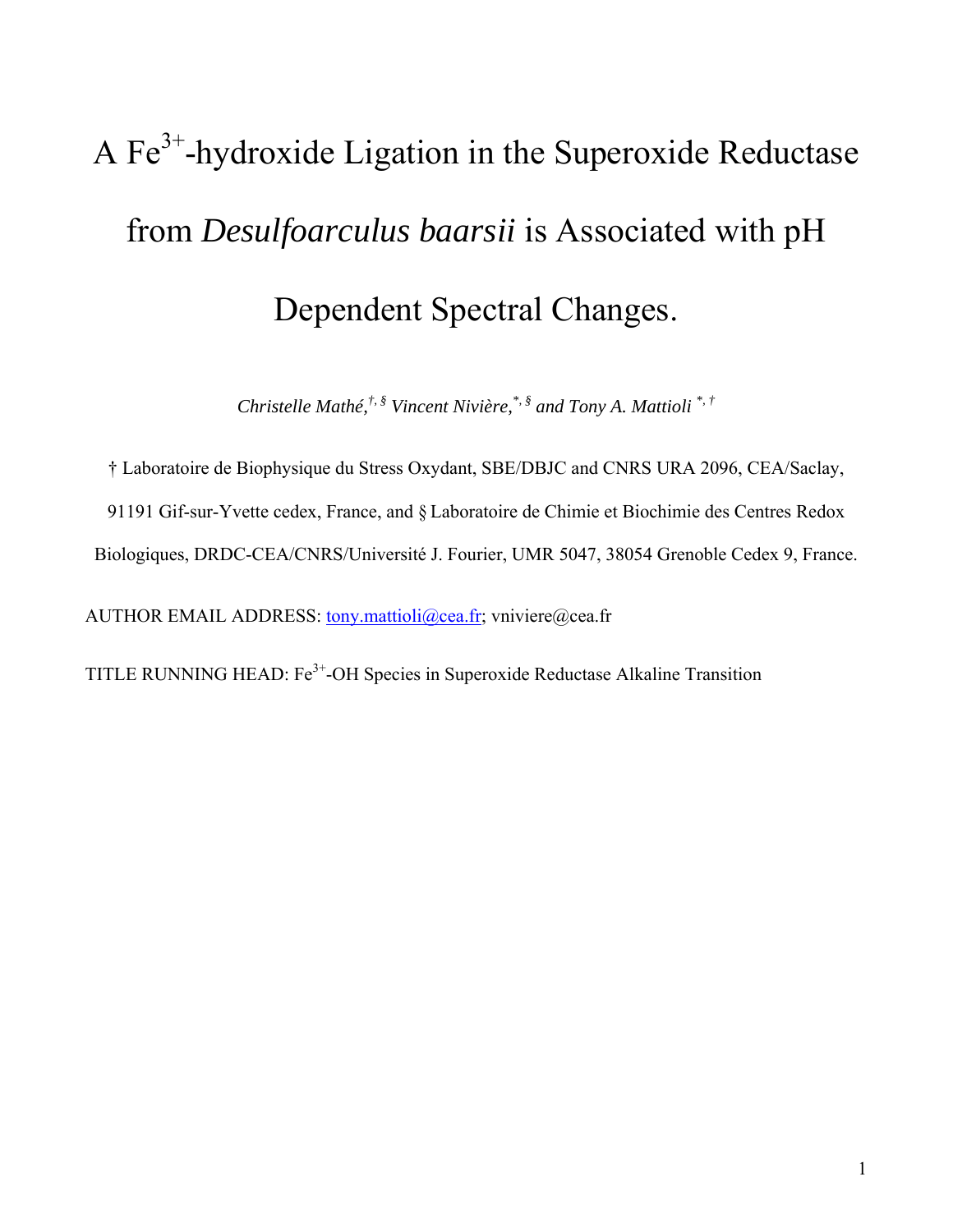# A $Fe^{3+}$-hydroxide Ligation in the Superoxide Reductase from *Desulfoarculus baarsii* is Associated with pH Dependent Spectral Changes.

*Christelle Mathé,[†, §] Vincent Nivière,[*, §] and Tony A. Mattioli [*, †]*

† Laboratoire de Biophysique du Stress Oxydant, SBE/DBJC and CNRS URA 2096, CEA/Saclay, 91191 Gif-sur-Yvette cedex, France, and § Laboratoire de Chimie et Biochimie des Centres Redox Biologiques, DRDC-CEA/CNRS/Université J. Fourier, UMR 5047, 38054 Grenoble Cedex 9, France.

AUTHOR EMAIL ADDRESS: tony.mattioli@cea.fr; vniviere@cea.fr

TITLE RUNNING HEAD: $Fe^{3+}$-OH Species in Superoxide Reductase Alkaline Transition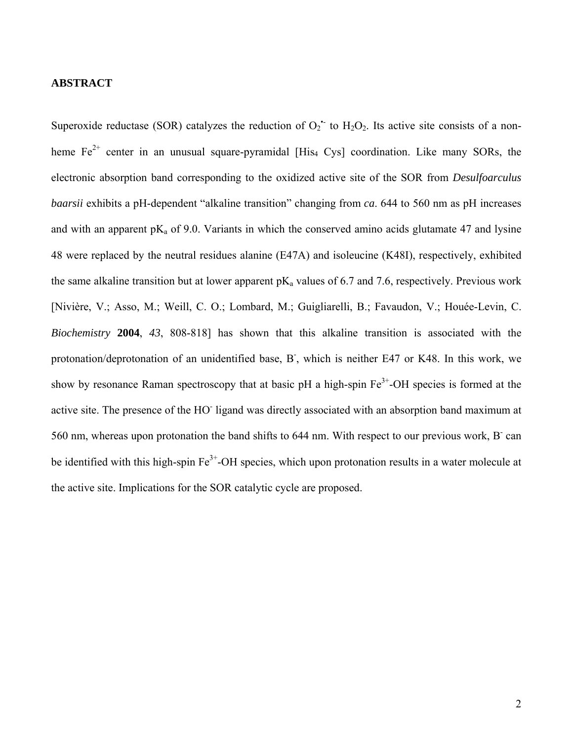## ABSTRACT

Superoxide reductase (SOR) catalyzes the reduction of $O_2^{\bullet -}$ to $H_2O_2$. Its active site consists of a non-heme $Fe^{2+}$ center in an unusual square-pyramidal [$His_4$ Cys] coordination. Like many SORs, the electronic absorption band corresponding to the oxidized active site of the SOR from *Desulfoarculus baarsii* exhibits a pH-dependent "alkaline transition" changing from *ca*. 644 to 560 nm as pH increases and with an apparent $pK_a$ of 9.0. Variants in which the conserved amino acids glutamate 47 and lysine 48 were replaced by the neutral residues alanine (E47A) and isoleucine (K48I), respectively, exhibited the same alkaline transition but at lower apparent $pK_a$ values of 6.7 and 7.6, respectively. Previous work [Nivière, V.; Asso, M.; Weill, C. O.; Lombard, M.; Guigliarelli, B.; Favaudon, V.; Houée-Levin, C. *Biochemistry* **2004**, *43*, 808-818] has shown that this alkaline transition is associated with the protonation/deprotonation of an unidentified base, $B^-$, which is neither E47 or K48. In this work, we show by resonance Raman spectroscopy that at basic pH a high-spin $Fe^{3+}$-OH species is formed at the active site. The presence of the $HO^-$ ligand was directly associated with an absorption band maximum at 560 nm, whereas upon protonation the band shifts to 644 nm. With respect to our previous work, $B^-$ can be identified with this high-spin $Fe^{3+}$-OH species, which upon protonation results in a water molecule at the active site. Implications for the SOR catalytic cycle are proposed.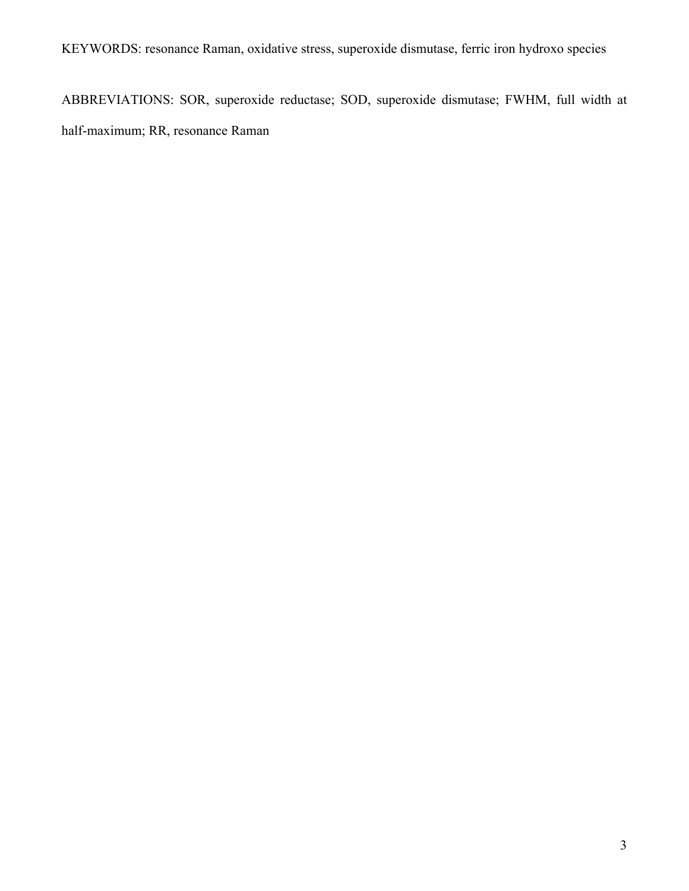KEYWORDS: resonance Raman, oxidative stress, superoxide dismutase, ferric iron hydroxo species

ABBREVIATIONS: SOR, superoxide reductase; SOD, superoxide dismutase; FWHM, full width at half-maximum; RR, resonance Raman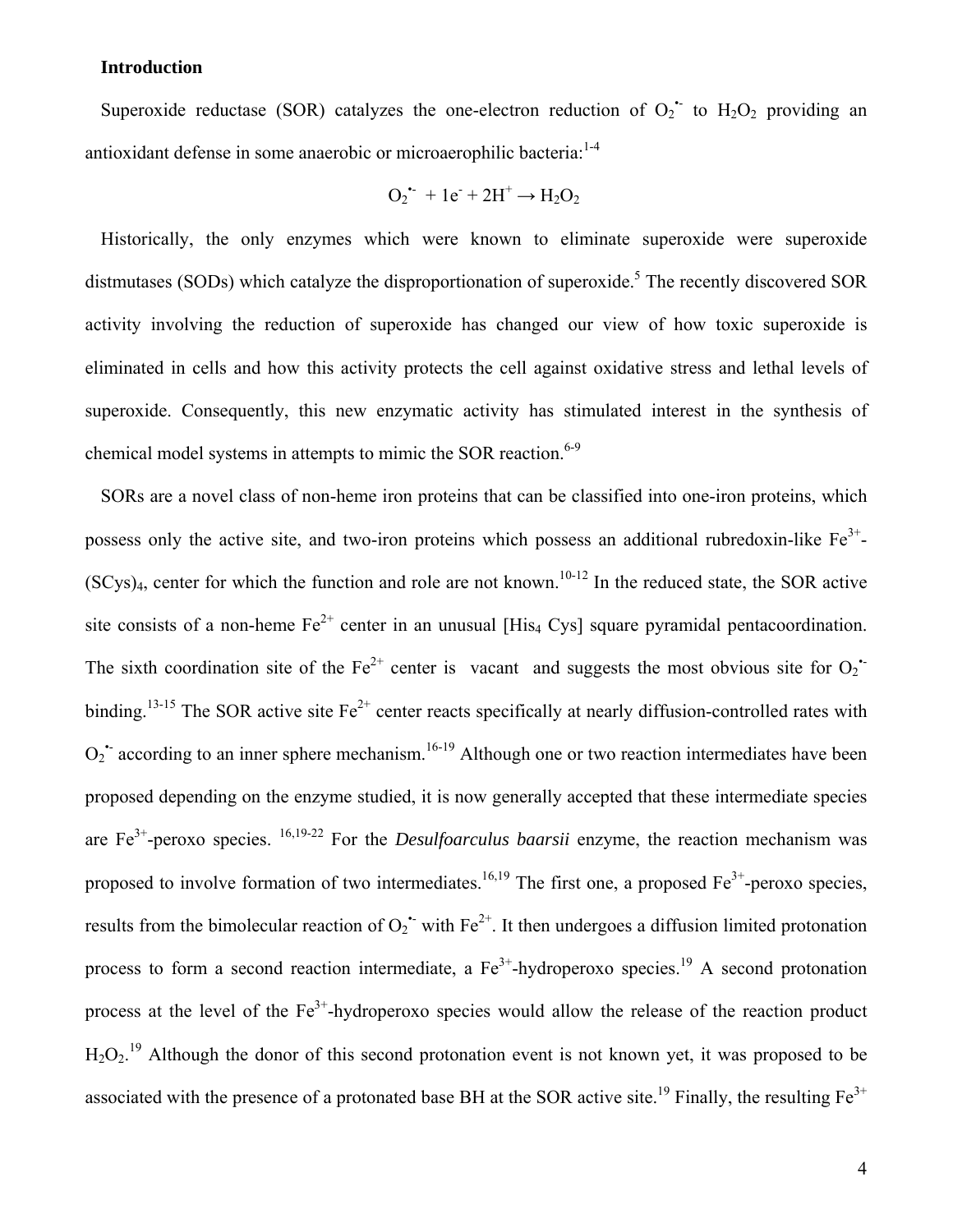## Introduction

Superoxide reductase (SOR) catalyzes the one-electron reduction of $O_2^{\bullet-}$ to $H_2O_2$ providing an antioxidant defense in some anaerobic or microaerophilic bacteria:[1-4]

$$O_2^{\bullet-} + 1e^- + 2H^+ \rightarrow H_2O_2$$

Historically, the only enzymes which were known to eliminate superoxide were superoxide distmutases (SODs) which catalyze the disproportionation of superoxide.[5] The recently discovered SOR activity involving the reduction of superoxide has changed our view of how toxic superoxide is eliminated in cells and how this activity protects the cell against oxidative stress and lethal levels of superoxide. Consequently, this new enzymatic activity has stimulated interest in the synthesis of chemical model systems in attempts to mimic the SOR reaction.[6-9]

SORs are a novel class of non-heme iron proteins that can be classified into one-iron proteins, which possess only the active site, and two-iron proteins which possess an additional rubredoxin-like $Fe^{3+}$-$(SCys)_4$, center for which the function and role are not known.[10-12] In the reduced state, the SOR active site consists of a non-heme $Fe^{2+}$ center in an unusual [$His_4$ Cys] square pyramidal pentacoordination. The sixth coordination site of the $Fe^{2+}$ center is vacant and suggests the most obvious site for $O_2^{\bullet-}$ binding.[13-15] The SOR active site $Fe^{2+}$ center reacts specifically at nearly diffusion-controlled rates with $O_2^{\bullet-}$ according to an inner sphere mechanism.[16-19] Although one or two reaction intermediates have been proposed depending on the enzyme studied, it is now generally accepted that these intermediate species are $Fe^{3+}$-peroxo species. [16,19-22] For the *Desulfoarculus baarsii* enzyme, the reaction mechanism was proposed to involve formation of two intermediates.[16,19] The first one, a proposed $Fe^{3+}$-peroxo species, results from the bimolecular reaction of $O_2^{\bullet-}$ with $Fe^{2+}$. It then undergoes a diffusion limited protonation process to form a second reaction intermediate, a $Fe^{3+}$-hydroperoxo species.[19] A second protonation process at the level of the $Fe^{3+}$-hydroperoxo species would allow the release of the reaction product $H_2O_2$.[19] Although the donor of this second protonation event is not known yet, it was proposed to be associated with the presence of a protonated base BH at the SOR active site.[19] Finally, the resulting $Fe^{3+}$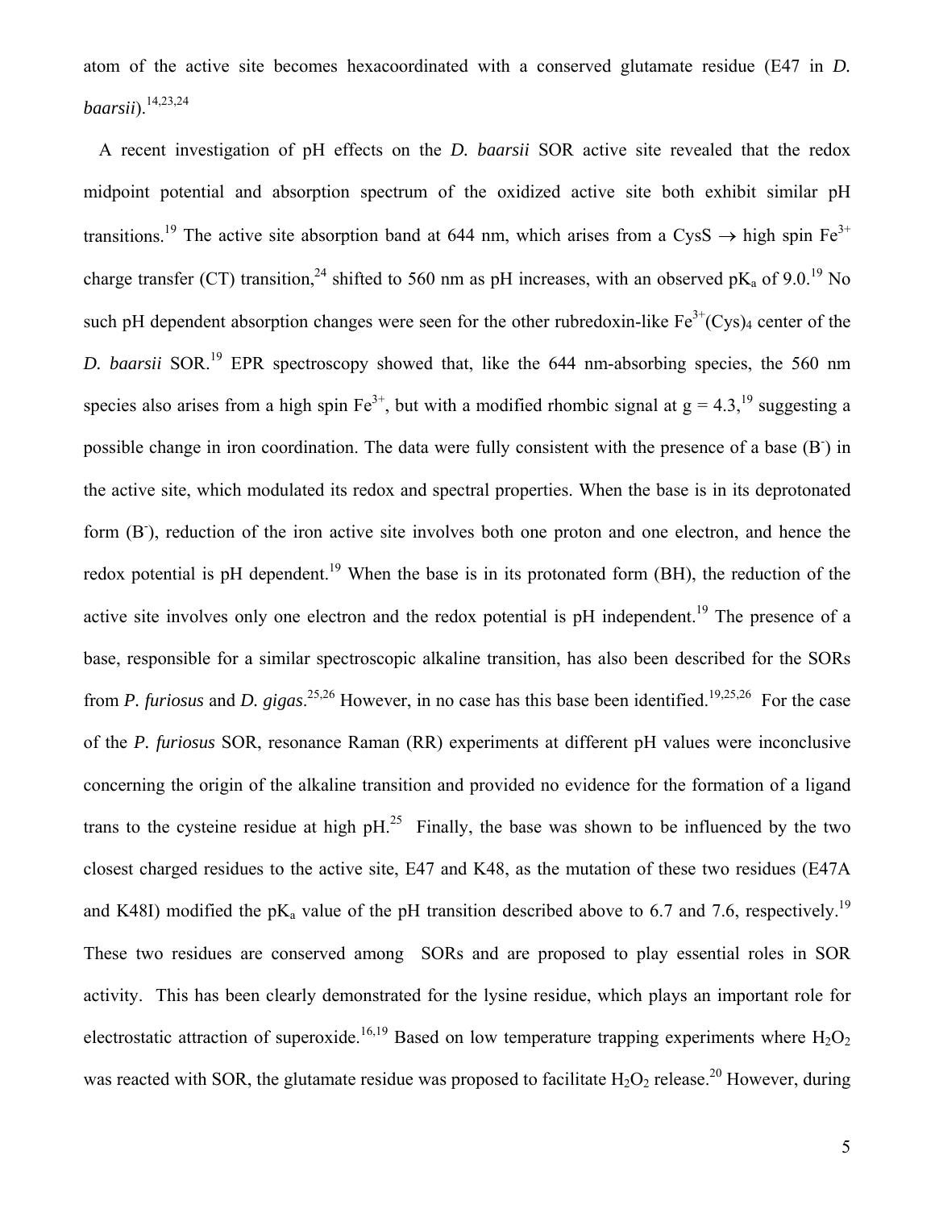atom of the active site becomes hexacoordinated with a conserved glutamate residue (E47 in *D. baarsii*).[14,23,24]

A recent investigation of pH effects on the *D. baarsii* SOR active site revealed that the redox midpoint potential and absorption spectrum of the oxidized active site both exhibit similar pH transitions.[19] The active site absorption band at 644 nm, which arises from a CysS $\rightarrow$ high spin $Fe^{3+}$ charge transfer (CT) transition,[24] shifted to 560 nm as pH increases, with an observed $pK_a$ of 9.0.[19] No such pH dependent absorption changes were seen for the other rubredoxin-like $Fe^{3+}(Cys)_4$ center of the *D. baarsii* SOR.[19] EPR spectroscopy showed that, like the 644 nm-absorbing species, the 560 nm species also arises from a high spin $Fe^{3+}$, but with a modified rhombic signal at g = 4.3,[19] suggesting a possible change in iron coordination. The data were fully consistent with the presence of a base ($B^-$) in the active site, which modulated its redox and spectral properties. When the base is in its deprotonated form ($B^-$), reduction of the iron active site involves both one proton and one electron, and hence the redox potential is pH dependent.[19] When the base is in its protonated form (BH), the reduction of the active site involves only one electron and the redox potential is pH independent.[19] The presence of a base, responsible for a similar spectroscopic alkaline transition, has also been described for the SORs from *P. furiosus* and *D. gigas*.[25,26] However, in no case has this base been identified.[19,25,26] For the case of the *P. furiosus* SOR, resonance Raman (RR) experiments at different pH values were inconclusive concerning the origin of the alkaline transition and provided no evidence for the formation of a ligand trans to the cysteine residue at high pH.[25] Finally, the base was shown to be influenced by the two closest charged residues to the active site, E47 and K48, as the mutation of these two residues (E47A and K48I) modified the $pK_a$ value of the pH transition described above to 6.7 and 7.6, respectively.[19] These two residues are conserved among SORs and are proposed to play essential roles in SOR activity. This has been clearly demonstrated for the lysine residue, which plays an important role for electrostatic attraction of superoxide.[16,19] Based on low temperature trapping experiments where $H_2O_2$ was reacted with SOR, the glutamate residue was proposed to facilitate $H_2O_2$ release.[20] However, during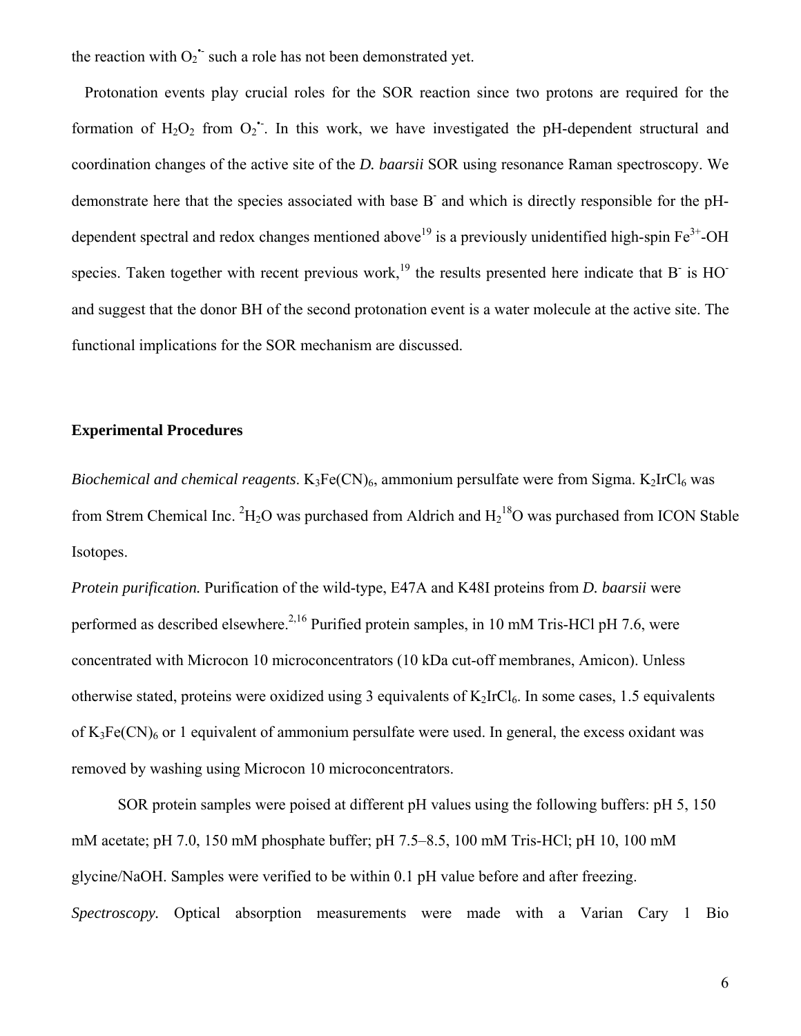the reaction with $O_2^{\bullet -}$ such a role has not been demonstrated yet.

Protonation events play crucial roles for the SOR reaction since two protons are required for the formation of $H_2O_2$ from $O_2^{\bullet -}$. In this work, we have investigated the pH-dependent structural and coordination changes of the active site of the *D. baarsii* SOR using resonance Raman spectroscopy. We demonstrate here that the species associated with base $B^-$ and which is directly responsible for the pH-dependent spectral and redox changes mentioned above[19] is a previously unidentified high-spin $Fe^{3+}$-OH species. Taken together with recent previous work,[19] the results presented here indicate that $B^-$ is $HO^-$ and suggest that the donor BH of the second protonation event is a water molecule at the active site. The functional implications for the SOR mechanism are discussed.

## Experimental Procedures

*Biochemical and chemical reagents*. $K_3Fe(CN)_6$, ammonium persulfate were from Sigma. $K_2IrCl_6$ was from Strem Chemical Inc. $^2H_2O$ was purchased from Aldrich and $H_2{}^{18}O$ was purchased from ICON Stable Isotopes.

*Protein purification.* Purification of the wild-type, E47A and K48I proteins from *D. baarsii* were performed as described elsewhere.[2,16] Purified protein samples, in 10 mM Tris-HCl pH 7.6, were concentrated with Microcon 10 microconcentrators (10 kDa cut-off membranes, Amicon). Unless otherwise stated, proteins were oxidized using 3 equivalents of $K_2IrCl_6$. In some cases, 1.5 equivalents of $K_3Fe(CN)_6$ or 1 equivalent of ammonium persulfate were used. In general, the excess oxidant was removed by washing using Microcon 10 microconcentrators.

SOR protein samples were poised at different pH values using the following buffers: pH 5, 150 mM acetate; pH 7.0, 150 mM phosphate buffer; pH 7.5–8.5, 100 mM Tris-HCl; pH 10, 100 mM glycine/NaOH. Samples were verified to be within 0.1 pH value before and after freezing.

*Spectroscopy.* Optical absorption measurements were made with a Varian Cary 1 Bio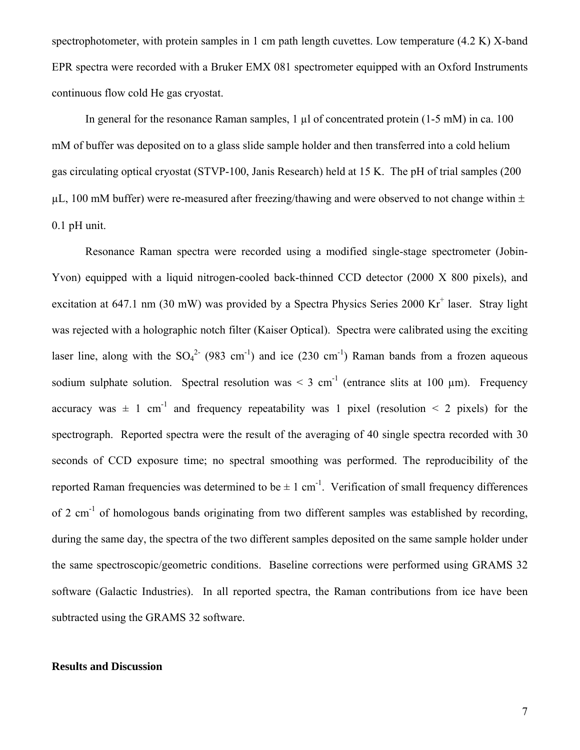spectrophotometer, with protein samples in 1 cm path length cuvettes. Low temperature (4.2 K) X-band EPR spectra were recorded with a Bruker EMX 081 spectrometer equipped with an Oxford Instruments continuous flow cold He gas cryostat.

In general for the resonance Raman samples, 1 µl of concentrated protein (1-5 mM) in ca. 100 mM of buffer was deposited on to a glass slide sample holder and then transferred into a cold helium gas circulating optical cryostat (STVP-100, Janis Research) held at 15 K. The pH of trial samples (200 µL, 100 mM buffer) were re-measured after freezing/thawing and were observed to not change within ± 0.1 pH unit.

Resonance Raman spectra were recorded using a modified single-stage spectrometer (Jobin-Yvon) equipped with a liquid nitrogen-cooled back-thinned CCD detector (2000 X 800 pixels), and excitation at 647.1 nm (30 mW) was provided by a Spectra Physics Series 2000 $Kr^+$ laser. Stray light was rejected with a holographic notch filter (Kaiser Optical). Spectra were calibrated using the exciting laser line, along with the $SO_4^{2-}$ (983 $cm^{-1}$) and ice (230 $cm^{-1}$) Raman bands from a frozen aqueous sodium sulphate solution. Spectral resolution was < 3 $cm^{-1}$ (entrance slits at 100 µm). Frequency accuracy was ± 1 $cm^{-1}$ and frequency repeatability was 1 pixel (resolution < 2 pixels) for the spectrograph. Reported spectra were the result of the averaging of 40 single spectra recorded with 30 seconds of CCD exposure time; no spectral smoothing was performed. The reproducibility of the reported Raman frequencies was determined to be ± 1 $cm^{-1}$. Verification of small frequency differences of 2 $cm^{-1}$ of homologous bands originating from two different samples was established by recording, during the same day, the spectra of the two different samples deposited on the same sample holder under the same spectroscopic/geometric conditions. Baseline corrections were performed using GRAMS 32 software (Galactic Industries). In all reported spectra, the Raman contributions from ice have been subtracted using the GRAMS 32 software.

## Results and Discussion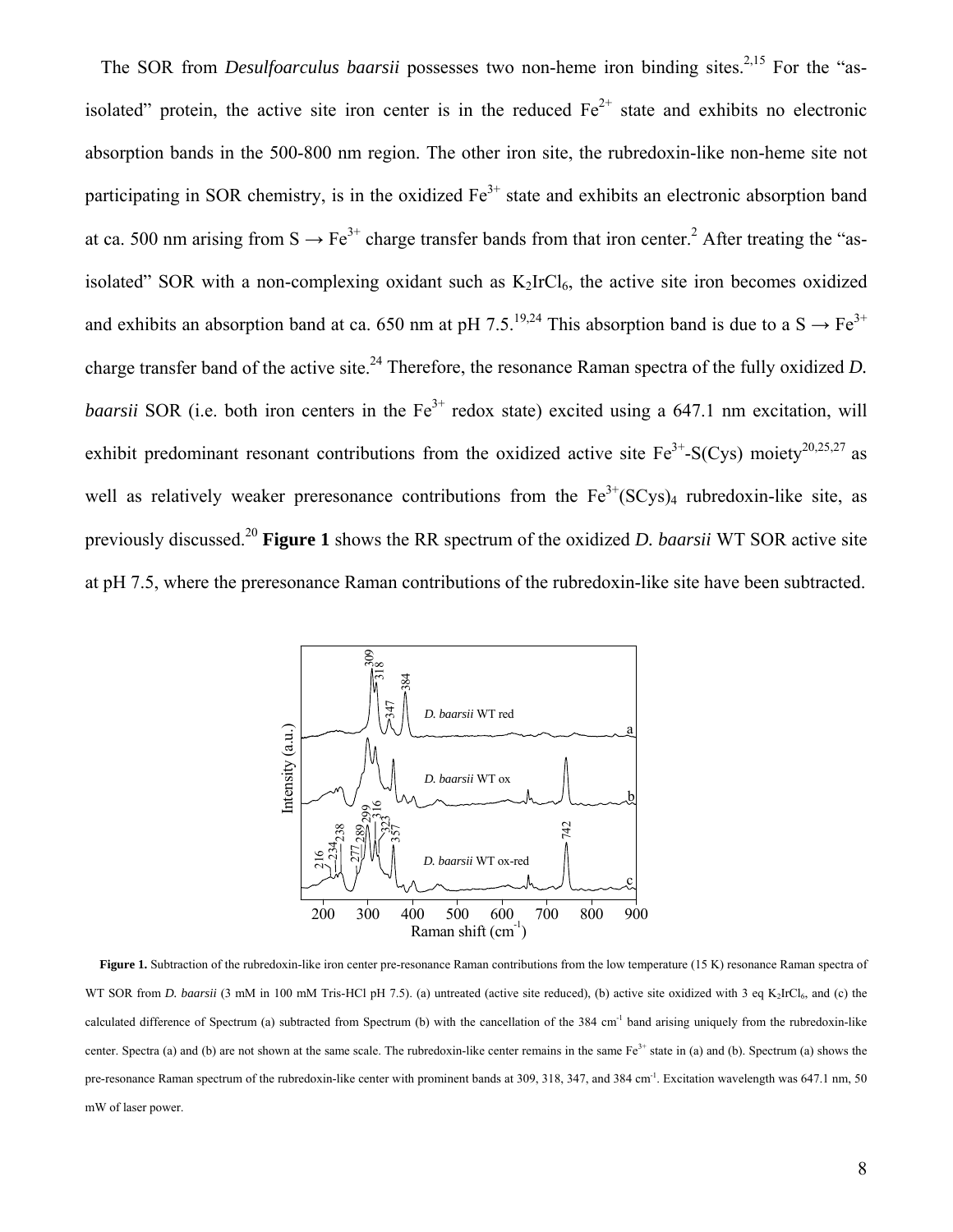The SOR from *Desulfoarculus baarsii* possesses two non-heme iron binding sites.[2,15] For the "as-isolated" protein, the active site iron center is in the reduced $Fe^{2+}$ state and exhibits no electronic absorption bands in the 500-800 nm region. The other iron site, the rubredoxin-like non-heme site not participating in SOR chemistry, is in the oxidized $Fe^{3+}$ state and exhibits an electronic absorption band at ca. 500 nm arising from S → $Fe^{3+}$ charge transfer bands from that iron center.[2] After treating the "as-isolated" SOR with a non-complexing oxidant such as $K_2IrCl_6$, the active site iron becomes oxidized and exhibits an absorption band at ca. 650 nm at pH 7.5.[19,24] This absorption band is due to a S → $Fe^{3+}$ charge transfer band of the active site.[24] Therefore, the resonance Raman spectra of the fully oxidized *D. baarsii* SOR (i.e. both iron centers in the $Fe^{3+}$ redox state) excited using a 647.1 nm excitation, will exhibit predominant resonant contributions from the oxidized active site $Fe^{3+}$-S(Cys) moiety[20,25,27] as well as relatively weaker preresonance contributions from the $Fe^{3+}(SCys)_4$ rubredoxin-like site, as previously discussed.[20] **Figure 1** shows the RR spectrum of the oxidized *D. baarsii* WT SOR active site at pH 7.5, where the preresonance Raman contributions of the rubredoxin-like site have been subtracted.

**Figure 1.** Subtraction of the rubredoxin-like iron center pre-resonance Raman contributions from the low temperature (15 K) resonance Raman spectra of WT SOR from *D. baarsii* (3 mM in 100 mM Tris-HCl pH 7.5). (a) untreated (active site reduced), (b) active site oxidized with 3 eq $K_2IrCl_6$, and (c) the calculated difference of Spectrum (a) subtracted from Spectrum (b) with the cancellation of the 384 $cm^{-1}$ band arising uniquely from the rubredoxin-like center. Spectra (a) and (b) are not shown at the same scale. The rubredoxin-like center remains in the same $Fe^{3+}$ state in (a) and (b). Spectrum (a) shows the pre-resonance Raman spectrum of the rubredoxin-like center with prominent bands at 309, 318, 347, and 384 $cm^{-1}$. Excitation wavelength was 647.1 nm, 50 mW of laser power.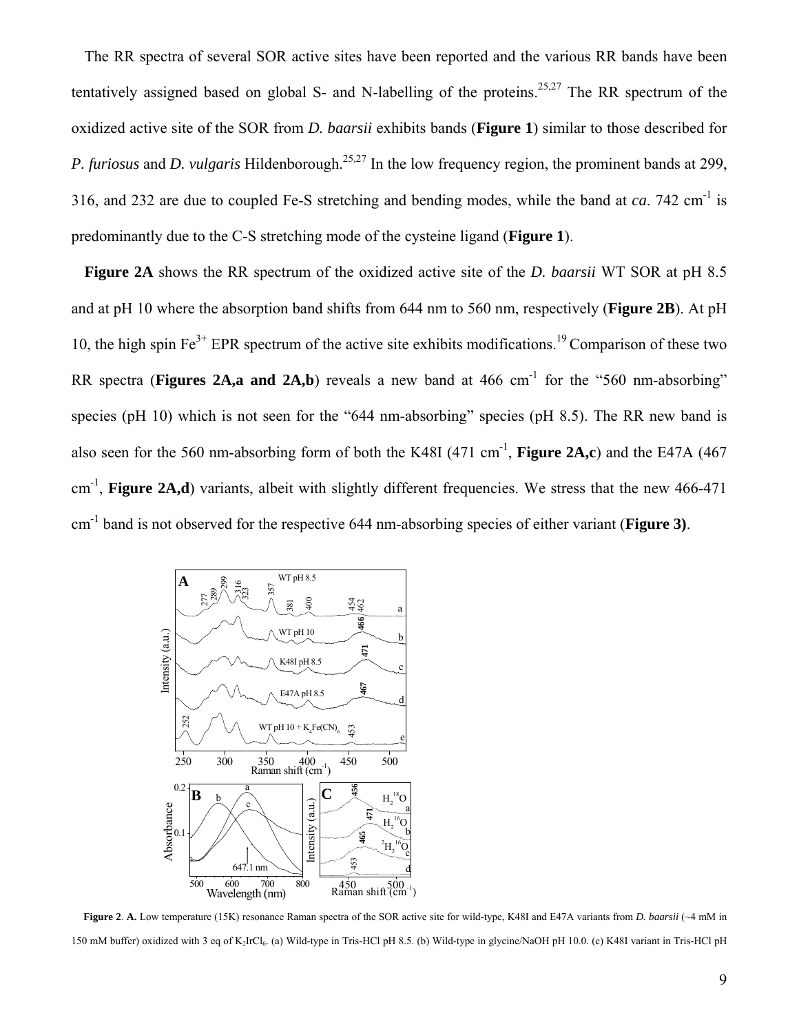The RR spectra of several SOR active sites have been reported and the various RR bands have been tentatively assigned based on global S- and N-labelling of the proteins.[25,27] The RR spectrum of the oxidized active site of the SOR from *D. baarsii* exhibits bands (**Figure 1**) similar to those described for *P. furiosus* and *D. vulgaris* Hildenborough.[25,27] In the low frequency region, the prominent bands at 299, 316, and 232 are due to coupled Fe-S stretching and bending modes, while the band at *ca*. 742 $cm^{-1}$ is predominantly due to the C-S stretching mode of the cysteine ligand (**Figure 1**).

**Figure 2A** shows the RR spectrum of the oxidized active site of the *D. baarsii* WT SOR at pH 8.5 and at pH 10 where the absorption band shifts from 644 nm to 560 nm, respectively (**Figure 2B**). At pH 10, the high spin $Fe^{3+}$ EPR spectrum of the active site exhibits modifications.[19] Comparison of these two RR spectra (**Figures 2A,a and 2A,b**) reveals a new band at 466 $cm^{-1}$ for the "560 nm-absorbing" species (pH 10) which is not seen for the "644 nm-absorbing" species (pH 8.5). The RR new band is also seen for the 560 nm-absorbing form of both the K48I (471 $cm^{-1}$, **Figure 2A,c**) and the E47A (467 $cm^{-1}$, **Figure 2A,d**) variants, albeit with slightly different frequencies. We stress that the new 466-471 $cm^{-1}$ band is not observed for the respective 644 nm-absorbing species of either variant (**Figure 3)**.

**Figure 2**. **A.** Low temperature (15K) resonance Raman spectra of the SOR active site for wild-type, K48I and E47A variants from *D. baarsii* (~4 mM in 150 mM buffer) oxidized with 3 eq of $K_2IrCl_6$. (a) Wild-type in Tris-HCl pH 8.5. (b) Wild-type in glycine/NaOH pH 10.0. (c) K48I variant in Tris-HCl pH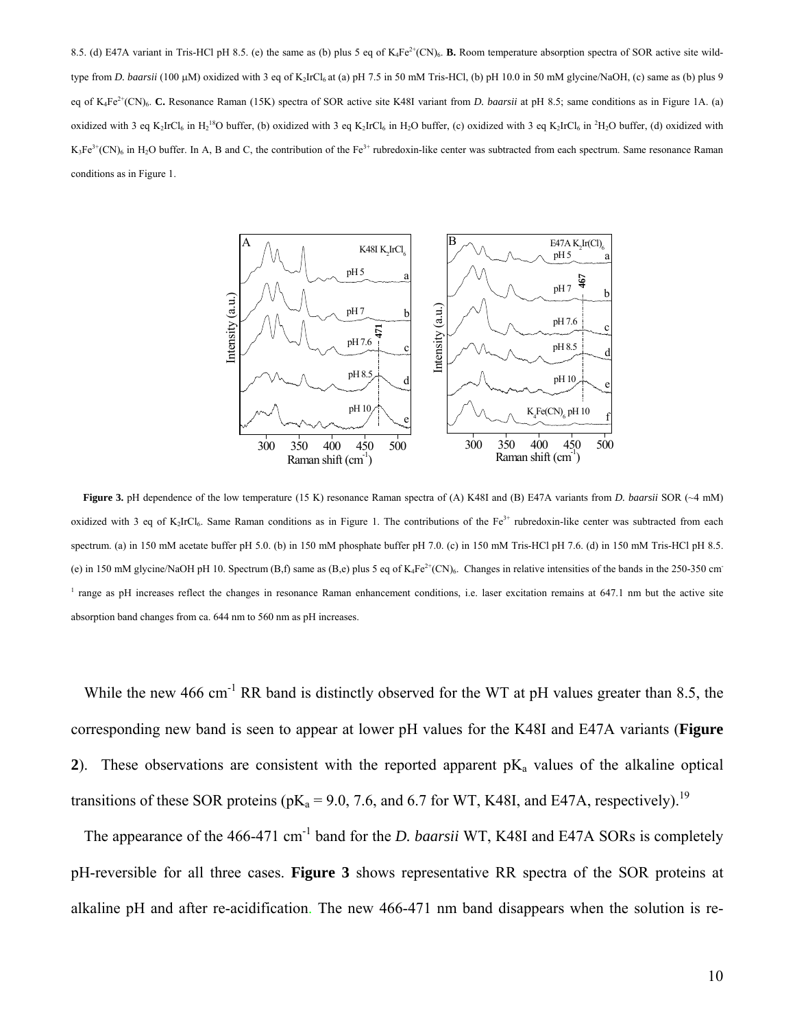8.5. (d) E47A variant in Tris-HCl pH 8.5. (e) the same as (b) plus 5 eq of $K_4Fe^{2+}(CN)_6$. **B.** Room temperature absorption spectra of SOR active site wild-type from *D. baarsii* (100 μM) oxidized with 3 eq of $K_2IrCl_6$ at (a) pH 7.5 in 50 mM Tris-HCl, (b) pH 10.0 in 50 mM glycine/NaOH, (c) same as (b) plus 9 eq of $K_4Fe^{2+}(CN)_6$. **C.** Resonance Raman (15K) spectra of SOR active site K48I variant from *D. baarsii* at pH 8.5; same conditions as in Figure 1A. (a) oxidized with 3 eq $K_2IrCl_6$ in $H_2{}^{18}O$ buffer, (b) oxidized with 3 eq $K_2IrCl_6$ in $H_2O$ buffer, (c) oxidized with 3 eq $K_2IrCl_6$ in $^2H_2O$ buffer, (d) oxidized with $K_3Fe^{3+}(CN)_6$ in $H_2O$ buffer. In A, B and C, the contribution of the $Fe^{3+}$ rubredoxin-like center was subtracted from each spectrum. Same resonance Raman conditions as in Figure 1.

**Figure 3.** pH dependence of the low temperature (15 K) resonance Raman spectra of (A) K48I and (B) E47A variants from *D. baarsii* SOR (~4 mM) oxidized with 3 eq of $K_2IrCl_6$. Same Raman conditions as in Figure 1. The contributions of the $Fe^{3+}$ rubredoxin-like center was subtracted from each spectrum. (a) in 150 mM acetate buffer pH 5.0. (b) in 150 mM phosphate buffer pH 7.0. (c) in 150 mM Tris-HCl pH 7.6. (d) in 150 mM Tris-HCl pH 8.5. (e) in 150 mM glycine/NaOH pH 10. Spectrum (B,f) same as (B,e) plus 5 eq of $K_4Fe^{2+}(CN)_6$. Changes in relative intensities of the bands in the 250-350 $cm^{-1}$ range as pH increases reflect the changes in resonance Raman enhancement conditions, i.e. laser excitation remains at 647.1 nm but the active site absorption band changes from ca. 644 nm to 560 nm as pH increases.

While the new 466 $cm^{-1}$ RR band is distinctly observed for the WT at pH values greater than 8.5, the corresponding new band is seen to appear at lower pH values for the K48I and E47A variants (**Figure 2**). These observations are consistent with the reported apparent $pK_a$ values of the alkaline optical transitions of these SOR proteins ($pK_a$ = 9.0, 7.6, and 6.7 for WT, K48I, and E47A, respectively).[19]

The appearance of the 466-471 $cm^{-1}$ band for the *D. baarsii* WT, K48I and E47A SORs is completely pH-reversible for all three cases. **Figure 3** shows representative RR spectra of the SOR proteins at alkaline pH and after re-acidification. The new 466-471 nm band disappears when the solution is re-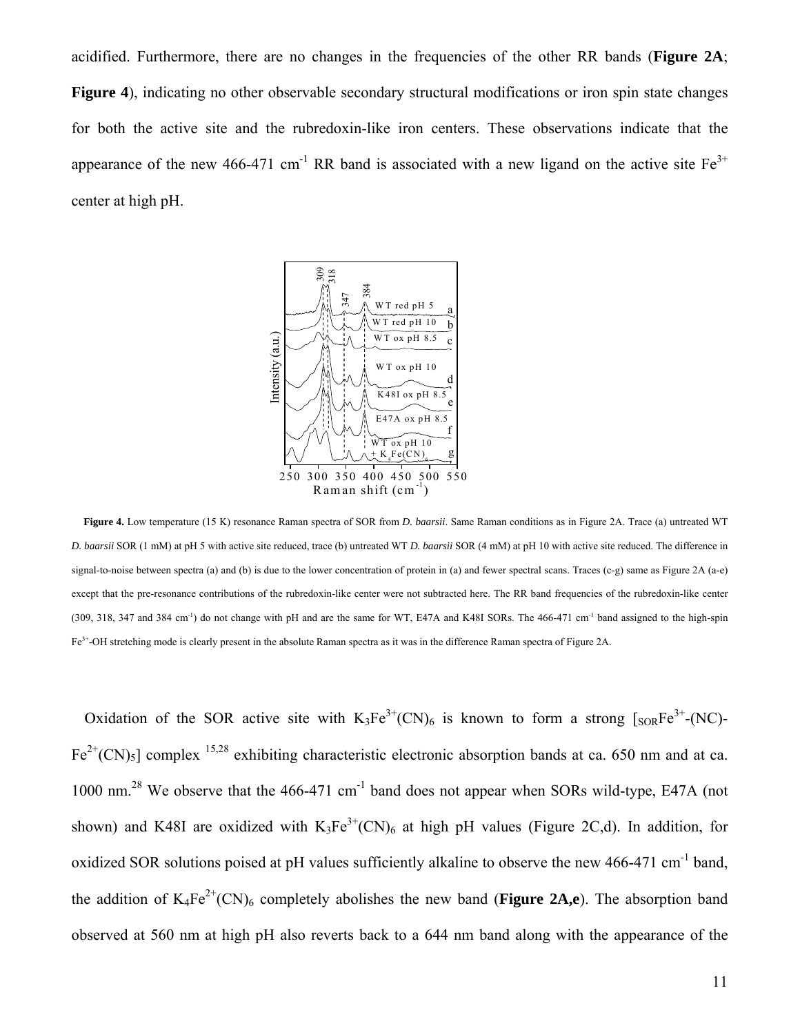acidified. Furthermore, there are no changes in the frequencies of the other RR bands (**Figure 2A**; **Figure 4**), indicating no other observable secondary structural modifications or iron spin state changes for both the active site and the rubredoxin-like iron centers. These observations indicate that the appearance of the new 466-471 $cm^{-1}$ RR band is associated with a new ligand on the active site $Fe^{3+}$ center at high pH.

**Figure 4.** Low temperature (15 K) resonance Raman spectra of SOR from *D. baarsii*. Same Raman conditions as in Figure 2A. Trace (a) untreated WT *D. baarsii* SOR (1 mM) at pH 5 with active site reduced, trace (b) untreated WT *D. baarsii* SOR (4 mM) at pH 10 with active site reduced. The difference in signal-to-noise between spectra (a) and (b) is due to the lower concentration of protein in (a) and fewer spectral scans. Traces (c-g) same as Figure 2A (a-e) except that the pre-resonance contributions of the rubredoxin-like center were not subtracted here. The RR band frequencies of the rubredoxin-like center (309, 318, 347 and 384 $cm^{-1}$) do not change with pH and are the same for WT, E47A and K48I SORs. The 466-471 $cm^{-1}$ band assigned to the high-spin $Fe^{3+}$-OH stretching mode is clearly present in the absolute Raman spectra as it was in the difference Raman spectra of Figure 2A.

Oxidation of the SOR active site with $K_3Fe^{3+}(CN)_6$ is known to form a strong $[_{SOR}Fe^{3+}\text{-(NC)-}Fe^{2+}(CN)_5]$ complex [15,28] exhibiting characteristic electronic absorption bands at ca. 650 nm and at ca. 1000 nm.[28] We observe that the 466-471 $cm^{-1}$ band does not appear when SORs wild-type, E47A (not shown) and K48I are oxidized with $K_3Fe^{3+}(CN)_6$ at high pH values (Figure 2C,d). In addition, for oxidized SOR solutions poised at pH values sufficiently alkaline to observe the new 466-471 $cm^{-1}$ band, the addition of $K_4Fe^{2+}(CN)_6$ completely abolishes the new band (**Figure 2A,e**). The absorption band observed at 560 nm at high pH also reverts back to a 644 nm band along with the appearance of the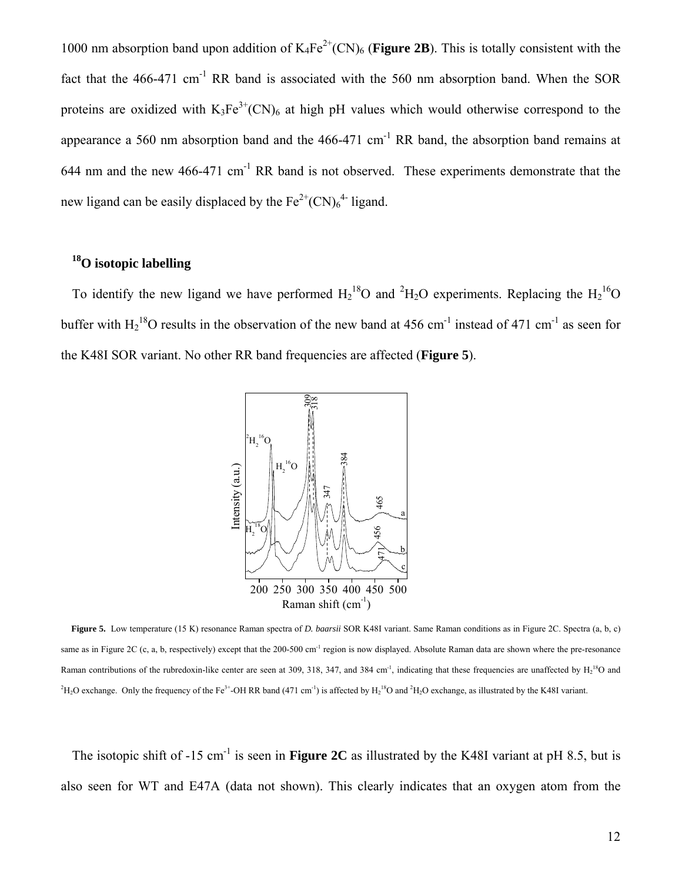1000 nm absorption band upon addition of $K_4Fe^{2+}(CN)_6$ (**Figure 2B**). This is totally consistent with the fact that the 466-471 $cm^{-1}$ RR band is associated with the 560 nm absorption band. When the SOR proteins are oxidized with $K_3Fe^{3+}(CN)_6$ at high pH values which would otherwise correspond to the appearance a 560 nm absorption band and the 466-471 $cm^{-1}$ RR band, the absorption band remains at 644 nm and the new 466-471 $cm^{-1}$ RR band is not observed. These experiments demonstrate that the new ligand can be easily displaced by the $Fe^{2+}(CN)_6^{4-}$ ligand.

## $^{18}O$ isotopic labelling

To identify the new ligand we have performed $H_2{}^{18}O$ and $^2H_2O$ experiments. Replacing the $H_2{}^{16}O$ buffer with $H_2{}^{18}O$ results in the observation of the new band at 456 $cm^{-1}$ instead of 471 $cm^{-1}$ as seen for the K48I SOR variant. No other RR band frequencies are affected (**Figure 5**).

**Figure 5.** Low temperature (15 K) resonance Raman spectra of *D. baarsii* SOR K48I variant. Same Raman conditions as in Figure 2C. Spectra (a, b, c) same as in Figure 2C (c, a, b, respectively) except that the 200-500 $cm^{-1}$ region is now displayed. Absolute Raman data are shown where the pre-resonance Raman contributions of the rubredoxin-like center are seen at 309, 318, 347, and 384 $cm^{-1}$, indicating that these frequencies are unaffected by $H_2{}^{18}O$ and $^2H_2O$ exchange. Only the frequency of the $Fe^{3+}$-OH RR band (471 $cm^{-1}$) is affected by $H_2{}^{18}O$ and $^2H_2O$ exchange, as illustrated by the K48I variant.

The isotopic shift of -15 $cm^{-1}$ is seen in **Figure 2C** as illustrated by the K48I variant at pH 8.5, but is also seen for WT and E47A (data not shown). This clearly indicates that an oxygen atom from the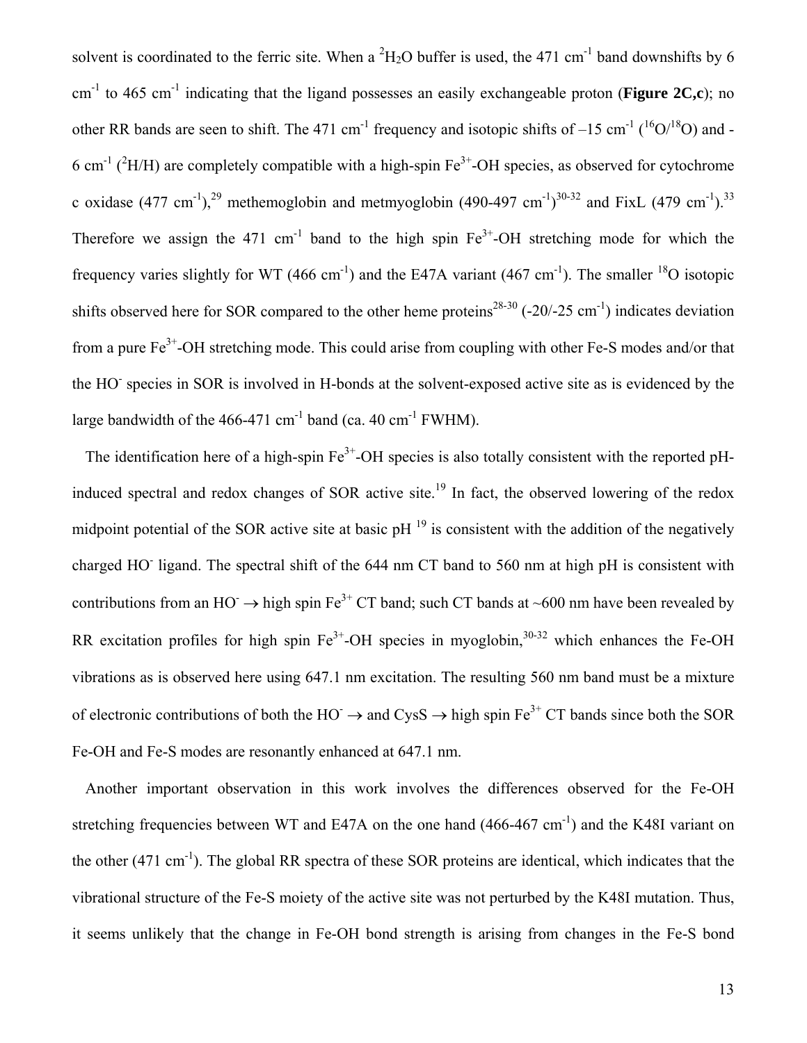solvent is coordinated to the ferric site. When a $^{2}H_2O$ buffer is used, the 471 $cm^{-1}$ band downshifts by 6 $cm^{-1}$ to 465 $cm^{-1}$ indicating that the ligand possesses an easily exchangeable proton (**Figure 2C,c**); no other RR bands are seen to shift. The 471 $cm^{-1}$ frequency and isotopic shifts of –15 $cm^{-1}$ ($^{16}O/^{18}O$) and -6 $cm^{-1}$ ($^{2}H/H$) are completely compatible with a high-spin $Fe^{3+}$-OH species, as observed for cytochrome c oxidase (477 $cm^{-1}$),[29] methemoglobin and metmyoglobin (490-497 $cm^{-1}$)[30-32] and FixL (479 $cm^{-1}$).[33] Therefore we assign the 471 $cm^{-1}$ band to the high spin $Fe^{3+}$-OH stretching mode for which the frequency varies slightly for WT (466 $cm^{-1}$) and the E47A variant (467 $cm^{-1}$). The smaller $^{18}O$ isotopic shifts observed here for SOR compared to the other heme proteins[28-30] (-20/-25 $cm^{-1}$) indicates deviation from a pure $Fe^{3+}$-OH stretching mode. This could arise from coupling with other Fe-S modes and/or that the $HO^{-}$ species in SOR is involved in H-bonds at the solvent-exposed active site as is evidenced by the large bandwidth of the 466-471 $cm^{-1}$ band (ca. 40 $cm^{-1}$ FWHM).

The identification here of a high-spin $Fe^{3+}$-OH species is also totally consistent with the reported pH-induced spectral and redox changes of SOR active site.[19] In fact, the observed lowering of the redox midpoint potential of the SOR active site at basic pH [19] is consistent with the addition of the negatively charged $HO^{-}$ ligand. The spectral shift of the 644 nm CT band to 560 nm at high pH is consistent with contributions from an $HO^{-} \rightarrow$ high spin $Fe^{3+}$ CT band; such CT bands at ~600 nm have been revealed by RR excitation profiles for high spin $Fe^{3+}$-OH species in myoglobin,[30-32] which enhances the Fe-OH vibrations as is observed here using 647.1 nm excitation. The resulting 560 nm band must be a mixture of electronic contributions of both the $HO^{-} \rightarrow$ and CysS $\rightarrow$ high spin $Fe^{3+}$ CT bands since both the SOR Fe-OH and Fe-S modes are resonantly enhanced at 647.1 nm.

Another important observation in this work involves the differences observed for the Fe-OH stretching frequencies between WT and E47A on the one hand (466-467 $cm^{-1}$) and the K48I variant on the other (471 $cm^{-1}$). The global RR spectra of these SOR proteins are identical, which indicates that the vibrational structure of the Fe-S moiety of the active site was not perturbed by the K48I mutation. Thus, it seems unlikely that the change in Fe-OH bond strength is arising from changes in the Fe-S bond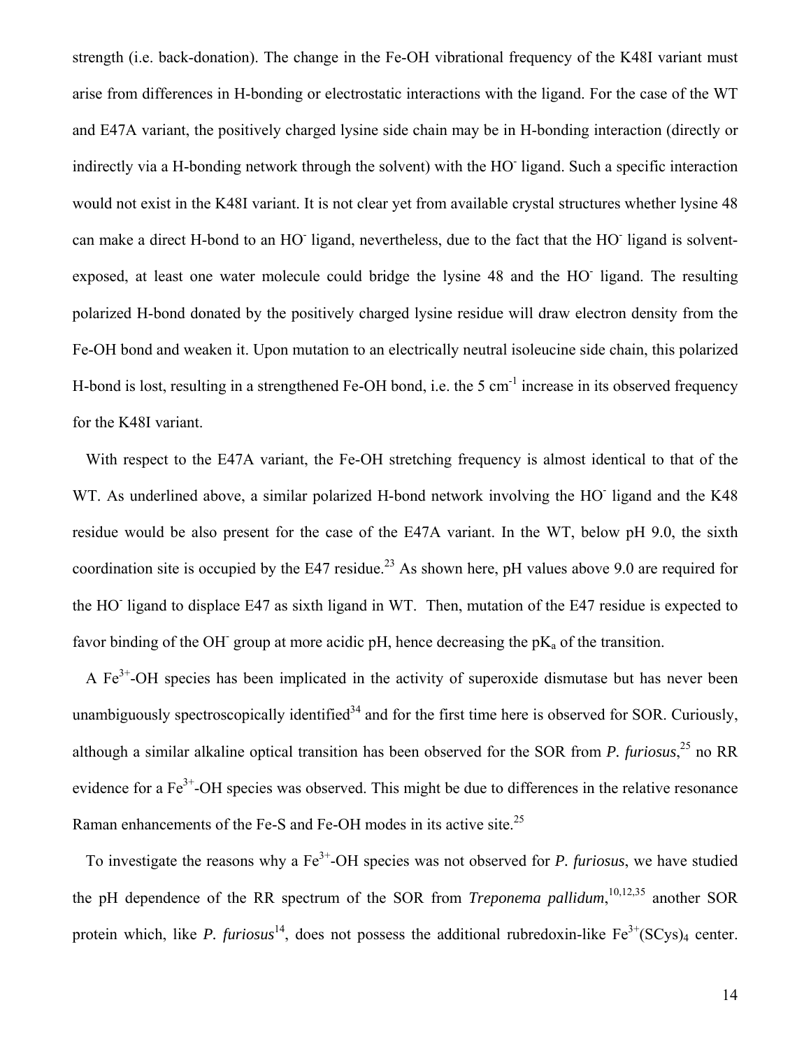strength (i.e. back-donation). The change in the Fe-OH vibrational frequency of the K48I variant must arise from differences in H-bonding or electrostatic interactions with the ligand. For the case of the WT and E47A variant, the positively charged lysine side chain may be in H-bonding interaction (directly or indirectly via a H-bonding network through the solvent) with the $HO^-$ ligand. Such a specific interaction would not exist in the K48I variant. It is not clear yet from available crystal structures whether lysine 48 can make a direct H-bond to an $HO^-$ ligand, nevertheless, due to the fact that the $HO^-$ ligand is solvent-exposed, at least one water molecule could bridge the lysine 48 and the $HO^-$ ligand. The resulting polarized H-bond donated by the positively charged lysine residue will draw electron density from the Fe-OH bond and weaken it. Upon mutation to an electrically neutral isoleucine side chain, this polarized H-bond is lost, resulting in a strengthened Fe-OH bond, i.e. the 5 $cm^{-1}$ increase in its observed frequency for the K48I variant.

With respect to the E47A variant, the Fe-OH stretching frequency is almost identical to that of the WT. As underlined above, a similar polarized H-bond network involving the $HO^-$ ligand and the K48 residue would be also present for the case of the E47A variant. In the WT, below pH 9.0, the sixth coordination site is occupied by the E47 residue.[23] As shown here, pH values above 9.0 are required for the $HO^-$ ligand to displace E47 as sixth ligand in WT. Then, mutation of the E47 residue is expected to favor binding of the $OH^-$ group at more acidic pH, hence decreasing the $pK_a$ of the transition.

A $Fe^{3+}$-OH species has been implicated in the activity of superoxide dismutase but has never been unambiguously spectroscopically identified[34] and for the first time here is observed for SOR. Curiously, although a similar alkaline optical transition has been observed for the SOR from *P. furiosus*,[25] no RR evidence for a $Fe^{3+}$-OH species was observed. This might be due to differences in the relative resonance Raman enhancements of the Fe-S and Fe-OH modes in its active site.[25]

To investigate the reasons why a $Fe^{3+}$-OH species was not observed for *P. furiosus*, we have studied the pH dependence of the RR spectrum of the SOR from *Treponema pallidum*,[10,12,35] another SOR protein which, like *P. furiosus*[14], does not possess the additional rubredoxin-like $Fe^{3+}(SCys)_4$ center.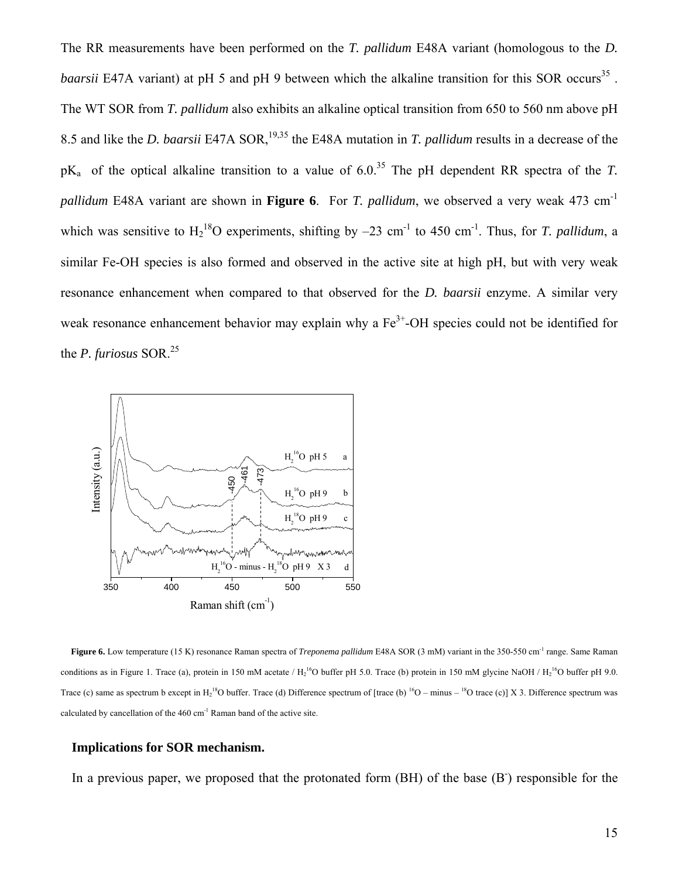The RR measurements have been performed on the *T. pallidum* E48A variant (homologous to the *D. baarsii* E47A variant) at pH 5 and pH 9 between which the alkaline transition for this SOR occurs[35] . The WT SOR from *T. pallidum* also exhibits an alkaline optical transition from 650 to 560 nm above pH 8.5 and like the *D. baarsii* E47A SOR,[19,35] the E48A mutation in *T. pallidum* results in a decrease of the $pK_a$ of the optical alkaline transition to a value of 6.0.[35] The pH dependent RR spectra of the *T. pallidum* E48A variant are shown in **Figure 6**. For *T. pallidum*, we observed a very weak 473 $cm^{-1}$ which was sensitive to $H_2{}^{18}O$ experiments, shifting by –23 $cm^{-1}$ to 450 $cm^{-1}$. Thus, for *T. pallidum*, a similar Fe-OH species is also formed and observed in the active site at high pH, but with very weak resonance enhancement when compared to that observed for the *D. baarsii* enzyme. A similar very weak resonance enhancement behavior may explain why a $Fe^{3+}$-OH species could not be identified for the *P. furiosus* SOR.[25]

**Figure 6.** Low temperature (15 K) resonance Raman spectra of *Treponema pallidum* E48A SOR (3 mM) variant in the 350-550 $cm^{-1}$ range. Same Raman conditions as in Figure 1. Trace (a), protein in 150 mM acetate / $H_2{}^{16}O$ buffer pH 5.0. Trace (b) protein in 150 mM glycine NaOH / $H_2{}^{16}O$ buffer pH 9.0. Trace (c) same as spectrum b except in $H_2{}^{18}O$ buffer. Trace (d) Difference spectrum of [trace (b) $^{16}O$ – minus – $^{18}O$ trace (c)] X 3. Difference spectrum was calculated by cancellation of the 460 $cm^{-1}$ Raman band of the active site.

## Implications for SOR mechanism.

In a previous paper, we proposed that the protonated form (BH) of the base ($B^-$) responsible for the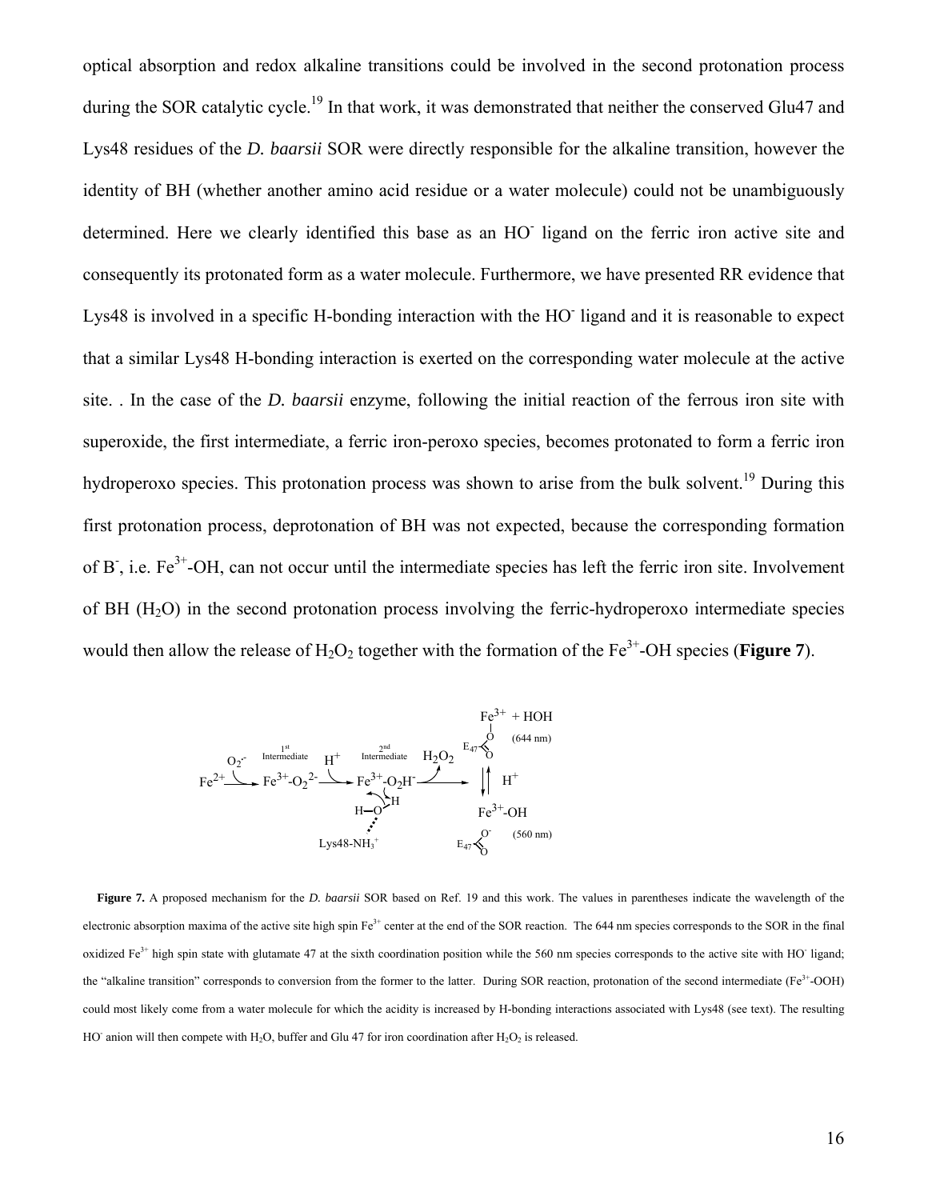optical absorption and redox alkaline transitions could be involved in the second protonation process during the SOR catalytic cycle.[19] In that work, it was demonstrated that neither the conserved Glu47 and Lys48 residues of the *D. baarsii* SOR were directly responsible for the alkaline transition, however the identity of BH (whether another amino acid residue or a water molecule) could not be unambiguously determined. Here we clearly identified this base as an $HO^-$ ligand on the ferric iron active site and consequently its protonated form as a water molecule. Furthermore, we have presented RR evidence that Lys48 is involved in a specific H-bonding interaction with the $HO^-$ ligand and it is reasonable to expect that a similar Lys48 H-bonding interaction is exerted on the corresponding water molecule at the active site. . In the case of the *D. baarsii* enzyme, following the initial reaction of the ferrous iron site with superoxide, the first intermediate, a ferric iron-peroxo species, becomes protonated to form a ferric iron hydroperoxo species. This protonation process was shown to arise from the bulk solvent.[19] During this first protonation process, deprotonation of BH was not expected, because the corresponding formation of $B^-$, i.e. $Fe^{3+}$-OH, can not occur until the intermediate species has left the ferric iron site. Involvement of BH ($H_2O$) in the second protonation process involving the ferric-hydroperoxo intermediate species would then allow the release of $H_2O_2$ together with the formation of the $Fe^{3+}$-OH species (**Figure 7**).

**Figure 7.** A proposed mechanism for the *D. baarsii* SOR based on Ref. 19 and this work. The values in parentheses indicate the wavelength of the electronic absorption maxima of the active site high spin $Fe^{3+}$ center at the end of the SOR reaction. The 644 nm species corresponds to the SOR in the final oxidized $Fe^{3+}$ high spin state with glutamate 47 at the sixth coordination position while the 560 nm species corresponds to the active site with $HO^-$ ligand; the "alkaline transition" corresponds to conversion from the former to the latter. During SOR reaction, protonation of the second intermediate ($Fe^{3+}$-OOH) could most likely come from a water molecule for which the acidity is increased by H-bonding interactions associated with Lys48 (see text). The resulting $HO^-$ anion will then compete with $H_2O$, buffer and Glu 47 for iron coordination after $H_2O_2$ is released.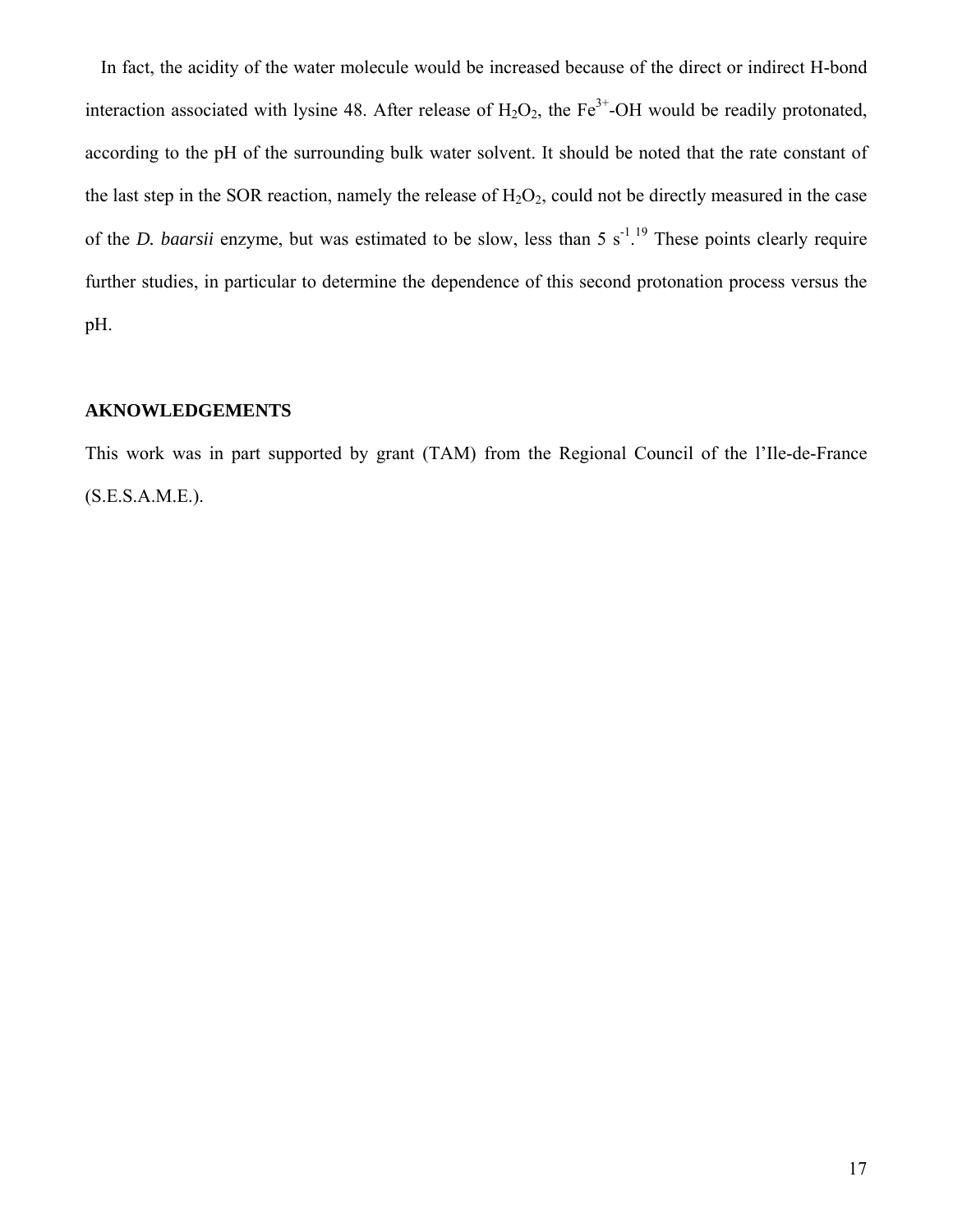In fact, the acidity of the water molecule would be increased because of the direct or indirect H-bond interaction associated with lysine 48. After release of $H_2O_2$, the $Fe^{3+}$-OH would be readily protonated, according to the pH of the surrounding bulk water solvent. It should be noted that the rate constant of the last step in the SOR reaction, namely the release of $H_2O_2$, could not be directly measured in the case of the *D. baarsii* enzyme, but was estimated to be slow, less than 5 $s^{-1}$.[19] These points clearly require further studies, in particular to determine the dependence of this second protonation process versus the pH.

**AKNOWLEDGEMENTS**

This work was in part supported by grant (TAM) from the Regional Council of the l'Ile-de-France (S.E.S.A.M.E.).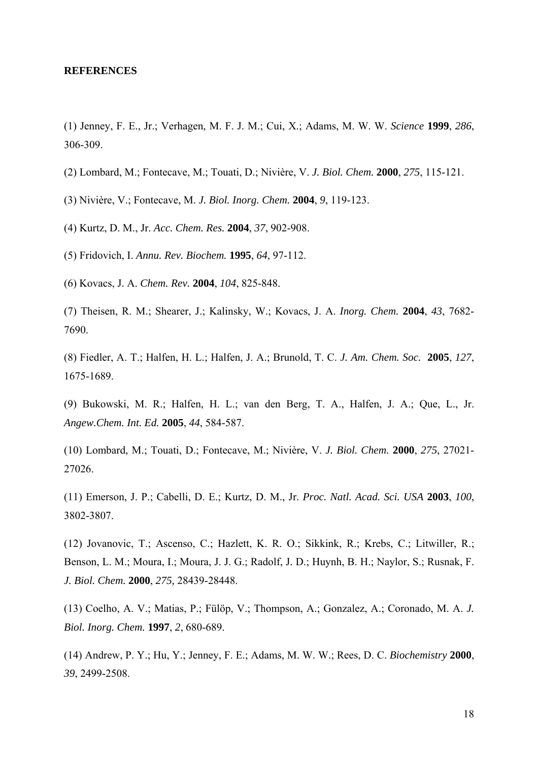**REFERENCES**

(1) Jenney, F. E., Jr.; Verhagen, M. F. J. M.; Cui, X.; Adams, M. W. W. *Science* **1999**, *286*, 306-309.

(2) Lombard, M.; Fontecave, M.; Touati, D.; Nivière, V. *J. Biol. Chem.* **2000**, *275*, 115-121.

(3) Nivière, V.; Fontecave, M. *J. Biol. Inorg. Chem.* **2004**, *9*, 119-123.

(4) Kurtz, D. M., Jr. *Acc. Chem. Res.* **2004**, *37*, 902-908.

(5) Fridovich, I. *Annu. Rev. Biochem.* **1995**, *64*, 97-112.

(6) Kovacs, J. A. *Chem. Rev.* **2004**, *104*, 825-848.

(7) Theisen, R. M.; Shearer, J.; Kalinsky, W.; Kovacs, J. A. *Inorg. Chem.* **2004**, *43*, 7682-7690.

(8) Fiedler, A. T.; Halfen, H. L.; Halfen, J. A.; Brunold, T. C. *J. Am. Chem. Soc.* **2005**, *127*, 1675-1689.

(9) Bukowski, M. R.; Halfen, H. L.; van den Berg, T. A., Halfen, J. A.; Que, L., Jr. *Angew.Chem. Int. Ed.* **2005**, *44*, 584-587.

(10) Lombard, M.; Touati, D.; Fontecave, M.; Nivière, V. *J. Biol. Chem.* **2000**, *275*, 27021-27026.

(11) Emerson, J. P.; Cabelli, D. E.; Kurtz, D. M., Jr. *Proc. Natl. Acad. Sci. USA* **2003**, *100*, 3802-3807.

(12) Jovanovic, T.; Ascenso, C.; Hazlett, K. R. O.; Sikkink, R.; Krebs, C.; Litwiller, R.; Benson, L. M.; Moura, I.; Moura, J. J. G.; Radolf, J. D.; Huynh, B. H.; Naylor, S.; Rusnak, F. *J. Biol. Chem.* **2000**, *275,* 28439-28448.

(13) Coelho, A. V.; Matias, P.; Fülöp, V.; Thompson, A.; Gonzalez, A.; Coronado, M. A. *J. Biol. Inorg. Chem.* **1997**, *2*, 680-689.

(14) Andrew, P. Y.; Hu, Y.; Jenney, F. E.; Adams, M. W. W.; Rees, D. C. *Biochemistry* **2000**, *39*, 2499-2508.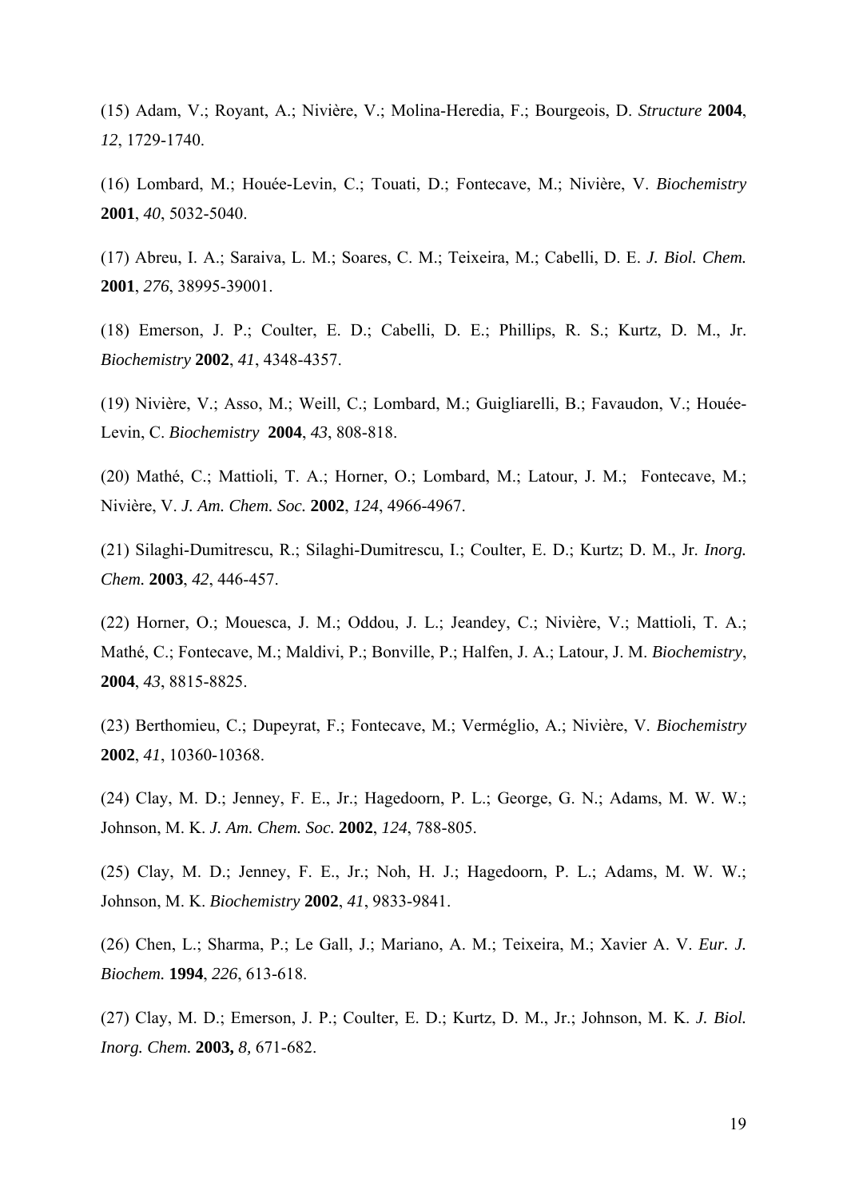(15) Adam, V.; Royant, A.; Nivière, V.; Molina-Heredia, F.; Bourgeois, D. *Structure* **2004**, *12*, 1729-1740.

(16) Lombard, M.; Houée-Levin, C.; Touati, D.; Fontecave, M.; Nivière, V. *Biochemistry* **2001**, *40*, 5032-5040.

(17) Abreu, I. A.; Saraiva, L. M.; Soares, C. M.; Teixeira, M.; Cabelli, D. E. *J. Biol. Chem.* **2001**, *276*, 38995-39001.

(18) Emerson, J. P.; Coulter, E. D.; Cabelli, D. E.; Phillips, R. S.; Kurtz, D. M., Jr. *Biochemistry* **2002**, *41*, 4348-4357.

(19) Nivière, V.; Asso, M.; Weill, C.; Lombard, M.; Guigliarelli, B.; Favaudon, V.; Houée-Levin, C. *Biochemistry* **2004**, *43*, 808-818.

(20) Mathé, C.; Mattioli, T. A.; Horner, O.; Lombard, M.; Latour, J. M.; Fontecave, M.; Nivière, V. *J. Am. Chem. Soc.* **2002**, *124*, 4966-4967.

(21) Silaghi-Dumitrescu, R.; Silaghi-Dumitrescu, I.; Coulter, E. D.; Kurtz; D. M., Jr. *Inorg. Chem.* **2003**, *42*, 446-457.

(22) Horner, O.; Mouesca, J. M.; Oddou, J. L.; Jeandey, C.; Nivière, V.; Mattioli, T. A.; Mathé, C.; Fontecave, M.; Maldivi, P.; Bonville, P.; Halfen, J. A.; Latour, J. M. *Biochemistry*, **2004**, *43*, 8815-8825.

(23) Berthomieu, C.; Dupeyrat, F.; Fontecave, M.; Verméglio, A.; Nivière, V. *Biochemistry* **2002**, *41*, 10360-10368.

(24) Clay, M. D.; Jenney, F. E., Jr.; Hagedoorn, P. L.; George, G. N.; Adams, M. W. W.; Johnson, M. K. *J. Am. Chem. Soc.* **2002**, *124*, 788-805.

(25) Clay, M. D.; Jenney, F. E., Jr.; Noh, H. J.; Hagedoorn, P. L.; Adams, M. W. W.; Johnson, M. K. *Biochemistry* **2002**, *41*, 9833-9841.

(26) Chen, L.; Sharma, P.; Le Gall, J.; Mariano, A. M.; Teixeira, M.; Xavier A. V. *Eur. J. Biochem.* **1994**, *226*, 613-618.

(27) Clay, M. D.; Emerson, J. P.; Coulter, E. D.; Kurtz, D. M., Jr.; Johnson, M. K. *J. Biol. Inorg. Chem.* **2003,** *8,* 671-682.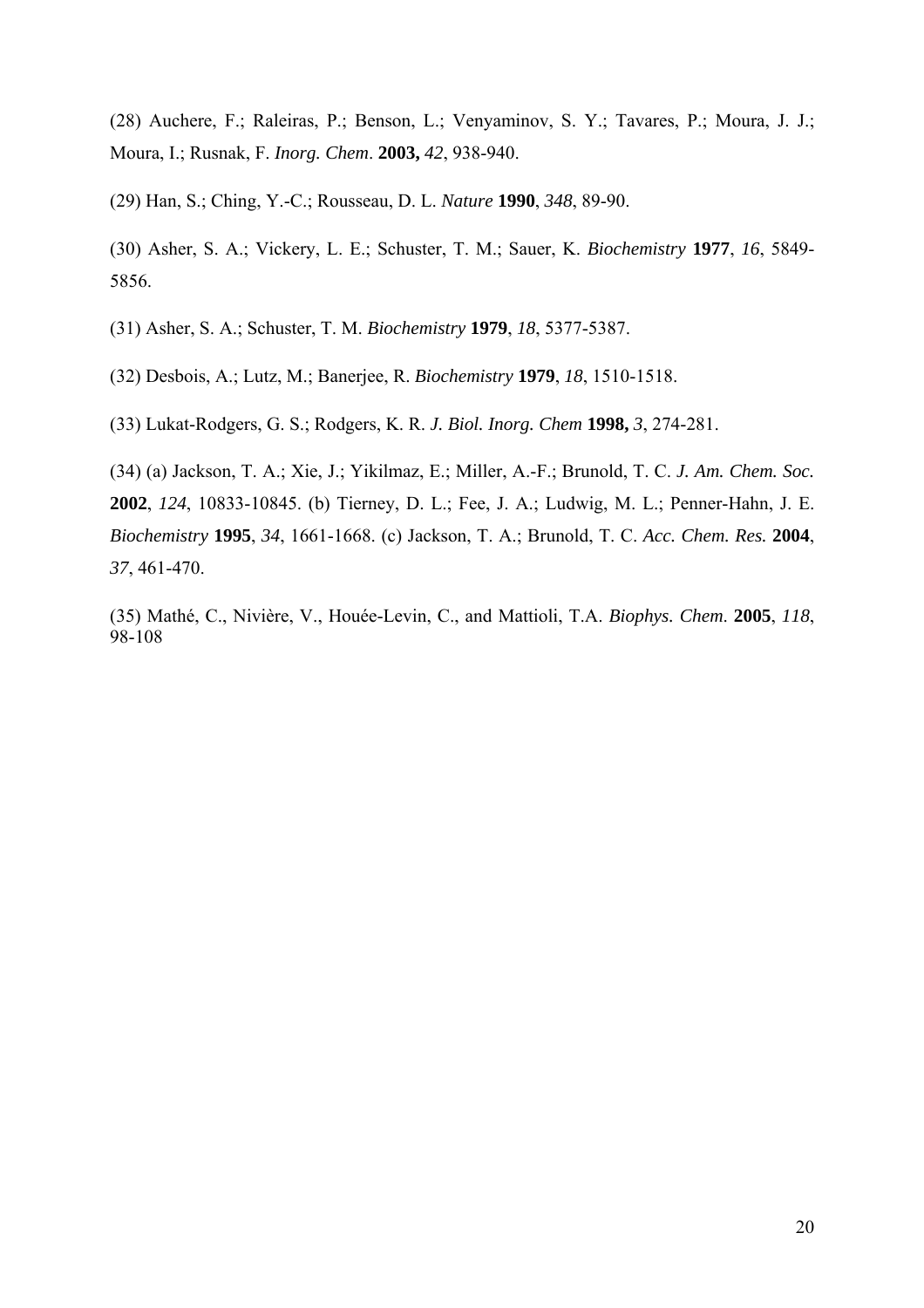(28) Auchere, F.; Raleiras, P.; Benson, L.; Venyaminov, S. Y.; Tavares, P.; Moura, J. J.; Moura, I.; Rusnak, F. *Inorg. Chem*. **2003,** *42*, 938-940.

(29) Han, S.; Ching, Y.-C.; Rousseau, D. L. *Nature* **1990**, *348*, 89-90.

(30) Asher, S. A.; Vickery, L. E.; Schuster, T. M.; Sauer, K. *Biochemistry* **1977**, *16*, 5849-5856.

(31) Asher, S. A.; Schuster, T. M. *Biochemistry* **1979**, *18*, 5377-5387.

(32) Desbois, A.; Lutz, M.; Banerjee, R. *Biochemistry* **1979**, *18*, 1510-1518.

(33) Lukat-Rodgers, G. S.; Rodgers, K. R. *J. Biol. Inorg. Chem* **1998,** *3*, 274-281.

(34) (a) Jackson, T. A.; Xie, J.; Yikilmaz, E.; Miller, A.-F.; Brunold, T. C. *J. Am. Chem. Soc.* **2002**, *124*, 10833-10845. (b) Tierney, D. L.; Fee, J. A.; Ludwig, M. L.; Penner-Hahn, J. E. *Biochemistry* **1995**, *34*, 1661-1668. (c) Jackson, T. A.; Brunold, T. C. *Acc. Chem. Res.* **2004**, *37*, 461-470.

(35) Mathé, C., Nivière, V., Houée-Levin, C., and Mattioli, T.A. *Biophys. Chem.* **2005**, *118*, 98-108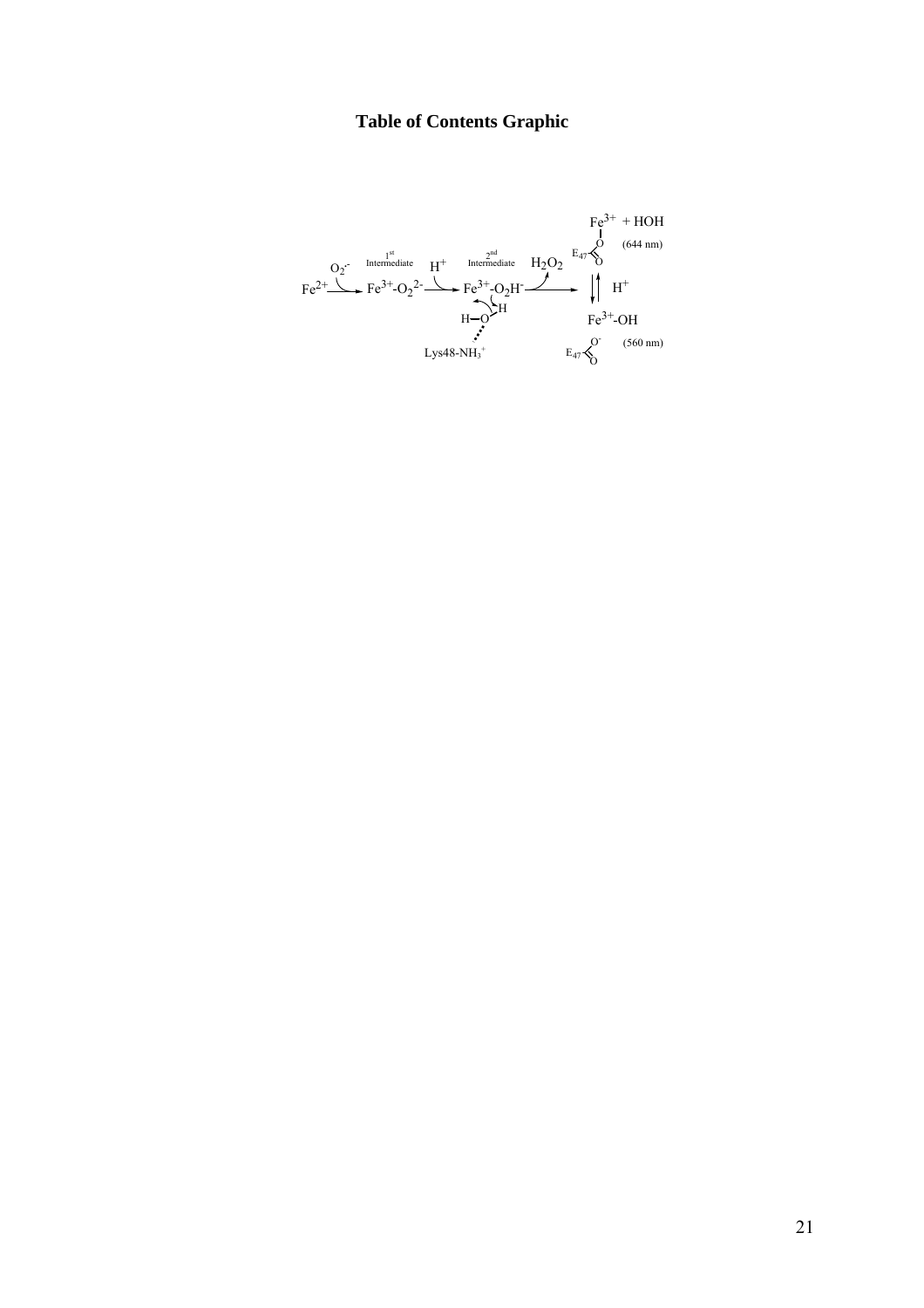## Table of Contents Graphic

$Fe^{3+}$ + HOH

(644 nm)

$E_{47}$

1st Intermediate

2nd Intermediate

$O_2^{\cdot-}$

$H^+$

$H_2O_2$

$Fe^{2+}$

$Fe^{3+}$-$O_2^{2-}$

$Fe^{3+}$-$O_2H^-$

$H^+$

H—O—H

$Fe^{3+}$-OH

Lys48-$NH_3^+$

$E_{47}$

(560 nm)